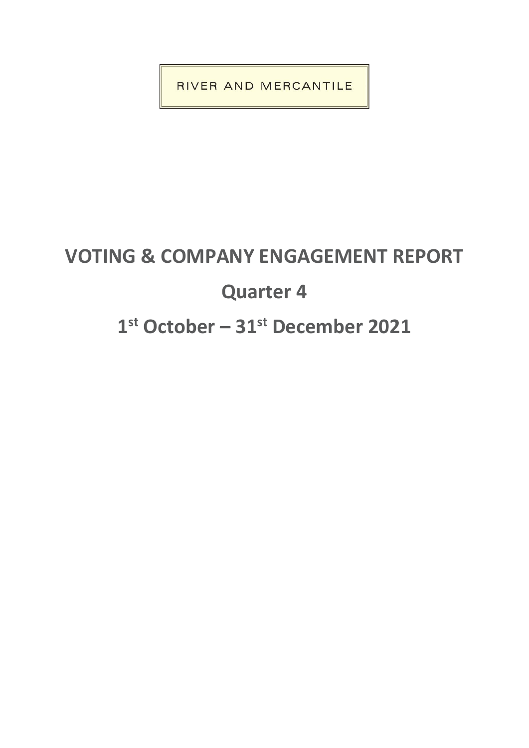RIVER AND MERCANTILE

# VOTING & COMPANY ENGAGEMENT REPORT

# Quarter 4

# 1st October – 31st December 2021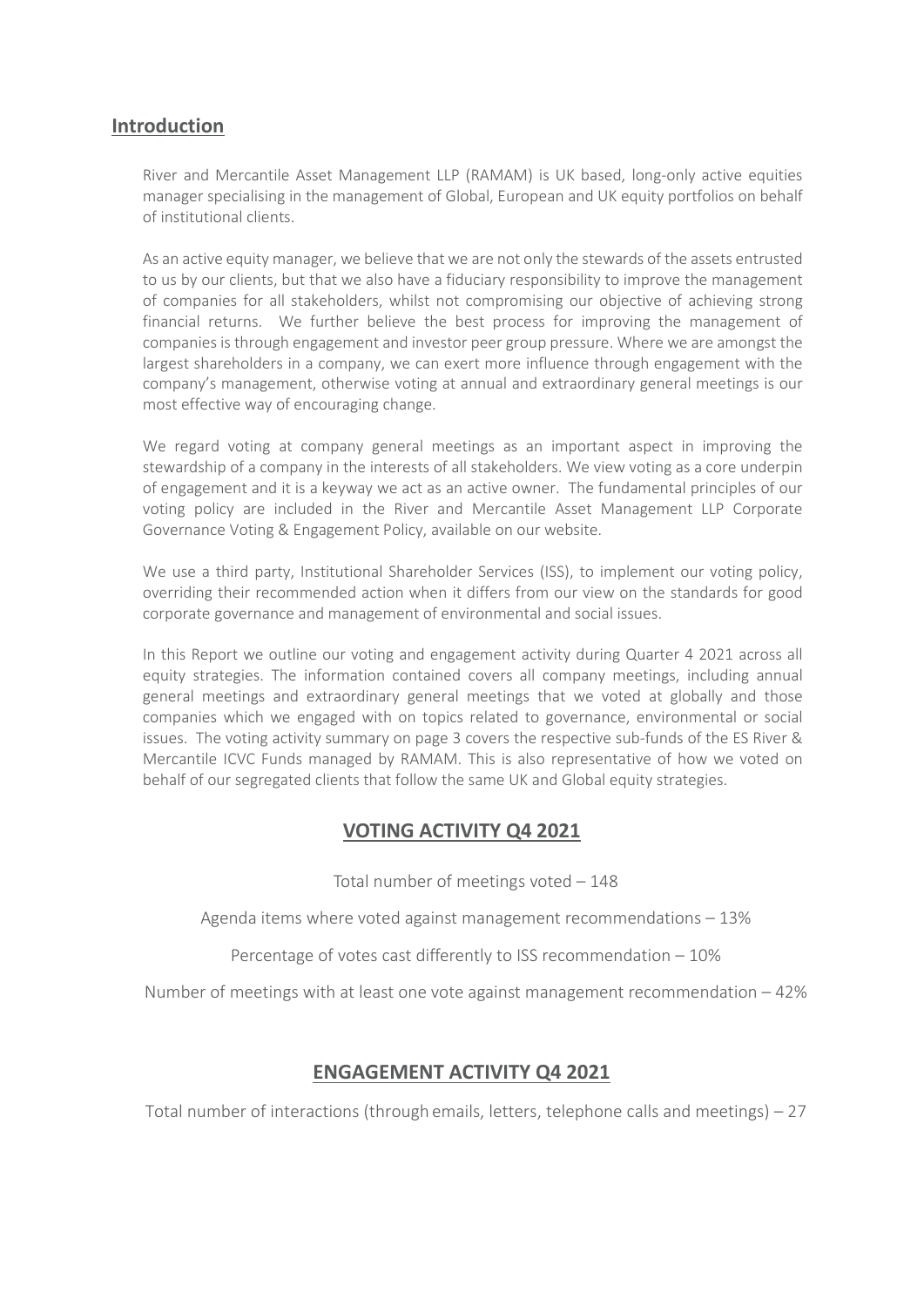## Introduction

River and Mercantile Asset Management LLP (RAMAM) is UK based, long-only active equities manager specialising in the management of Global, European and UK equity portfolios on behalf of institutional clients.

As an active equity manager, we believe that we are not only the stewards of the assets entrusted to us by our clients, but that we also have a fiduciary responsibility to improve the management of companies for all stakeholders, whilst not compromising our objective of achieving strong financial returns. We further believe the best process for improving the management of companies is through engagement and investor peer group pressure. Where we are amongst the largest shareholders in a company, we can exert more influence through engagement with the company's management, otherwise voting at annual and extraordinary general meetings is our most effective way of encouraging change.

We regard voting at company general meetings as an important aspect in improving the stewardship of a company in the interests of all stakeholders. We view voting as a core underpin of engagement and it is a keyway we act as an active owner. The fundamental principles of our voting policy are included in the River and Mercantile Asset Management LLP Corporate Governance Voting & Engagement Policy, available on our website.

We use a third party, Institutional Shareholder Services (ISS), to implement our voting policy, overriding their recommended action when it differs from our view on the standards for good corporate governance and management of environmental and social issues.

In this Report we outline our voting and engagement activity during Quarter 4 2021 across all equity strategies. The information contained covers all company meetings, including annual general meetings and extraordinary general meetings that we voted at globally and those companies which we engaged with on topics related to governance, environmental or social issues. The voting activity summary on page 3 covers the respective sub-funds of the ES River & Mercantile ICVC Funds managed by RAMAM. This is also representative of how we voted on behalf of our segregated clients that follow the same UK and Global equity strategies.

## VOTING ACTIVITY Q4 2021

Total number of meetings voted – 148

Agenda items where voted against management recommendations – 13%

Percentage of votes cast differently to ISS recommendation – 10%

Number of meetings with at least one vote against management recommendation – 42%

## ENGAGEMENT ACTIVITY Q4 2021

Total number of interactions (through emails, letters, telephone calls and meetings) – 27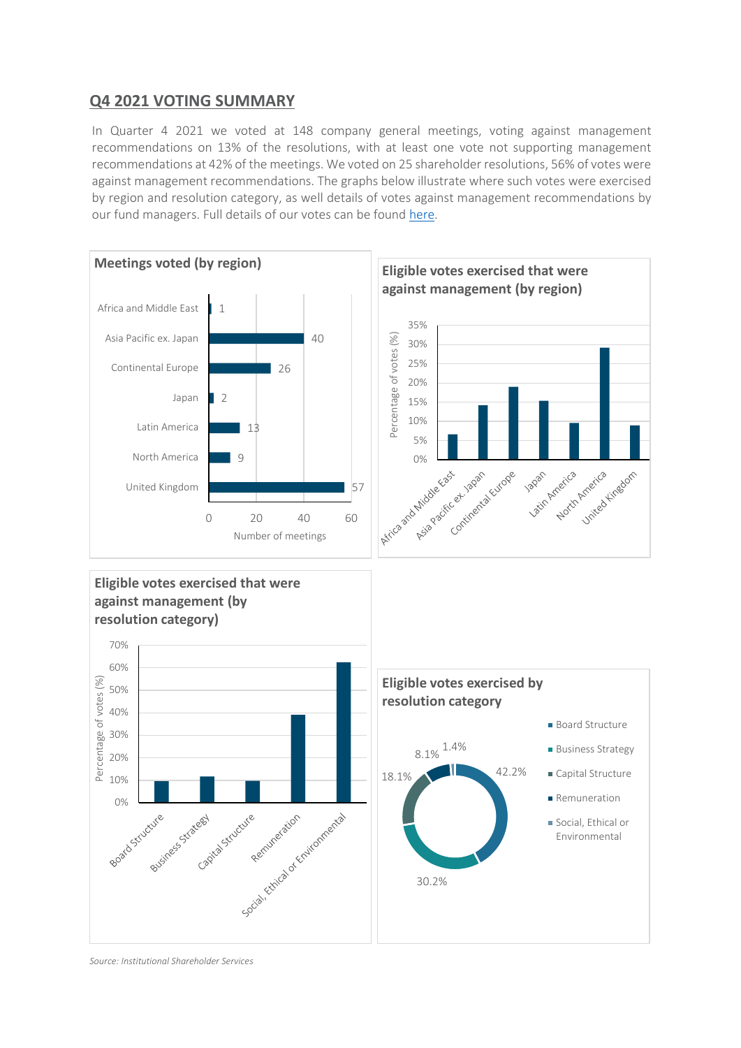## Q4 2021 VOTING SUMMARY

In Quarter 4 2021 we voted at 148 company general meetings, voting against management recommendations on 13% of the resolutions, with at least one vote not supporting management recommendations at 42% of the meetings. We voted on 25 shareholder resolutions, 56% of votes were against management recommendations. The graphs below illustrate where such votes were exercised by region and resolution category, as well details of votes against management recommendations by our fund managers. Full details of our votes can be found here.

**Meetings voted (by region)**

| Region | Number of meetings |
|---|---|
| Africa and Middle East | 1 |
| Asia Pacific ex. Japan | 40 |
| Continental Europe | 26 |
| Japan | 2 |
| Latin America | 13 |
| North America | 9 |
| United Kingdom | 57 |

**Eligible votes exercised that were against management (by region)**

Percentage of votes (%): Africa and Middle East, Asia Pacific ex. Japan, Continental Europe, Japan, Latin America, North America, United Kingdom

**Eligible votes exercised that were against management (by resolution category)**

Percentage of votes (%): Board Structure, Business Strategy, Capital Structure, Remuneration, Social, Ethical or Environmental

**Eligible votes exercised by resolution category**

| Resolution category | Share |
|---|---|
| Board Structure | 42.2% |
| Business Strategy | 30.2% |
| Capital Structure | 18.1% |
| Remuneration | 8.1% |
| Social, Ethical or Environmental | 1.4% |

*Source: Institutional Shareholder Services*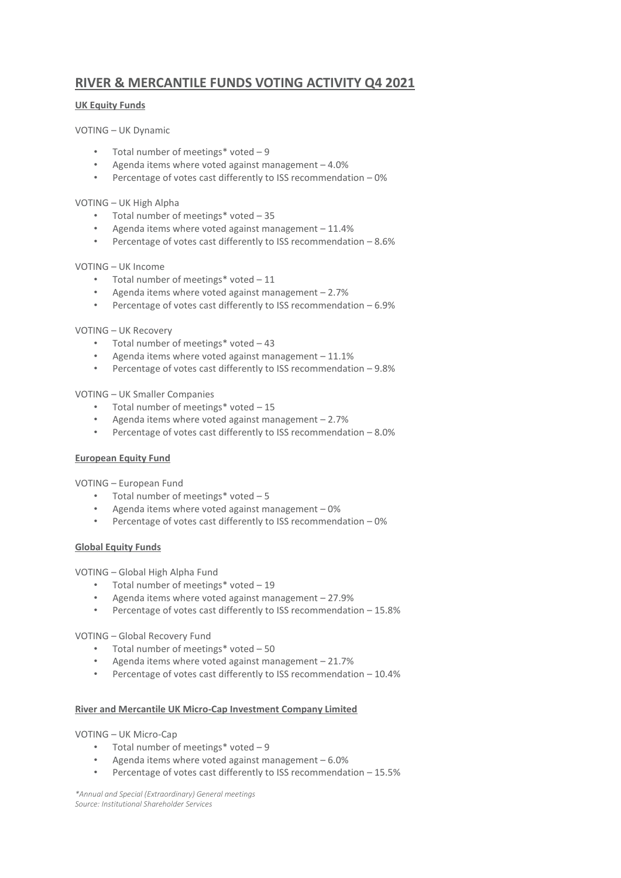# RIVER & MERCANTILE FUNDS VOTING ACTIVITY Q4 2021

## UK Equity Funds

VOTING – UK Dynamic

- Total number of meetings* voted – 9
- Agenda items where voted against management – 4.0%
- Percentage of votes cast differently to ISS recommendation – 0%

VOTING – UK High Alpha

- Total number of meetings* voted – 35
- Agenda items where voted against management – 11.4%
- Percentage of votes cast differently to ISS recommendation – 8.6%

VOTING – UK Income

- Total number of meetings* voted – 11
- Agenda items where voted against management – 2.7%
- Percentage of votes cast differently to ISS recommendation – 6.9%

VOTING – UK Recovery

- Total number of meetings* voted – 43
- Agenda items where voted against management – 11.1%
- Percentage of votes cast differently to ISS recommendation – 9.8%

VOTING – UK Smaller Companies

- Total number of meetings* voted – 15
- Agenda items where voted against management – 2.7%
- Percentage of votes cast differently to ISS recommendation – 8.0%

## European Equity Fund

VOTING – European Fund

- Total number of meetings* voted – 5
- Agenda items where voted against management – 0%
- Percentage of votes cast differently to ISS recommendation – 0%

## Global Equity Funds

VOTING – Global High Alpha Fund

- Total number of meetings* voted – 19
- Agenda items where voted against management – 27.9%
- Percentage of votes cast differently to ISS recommendation – 15.8%

VOTING – Global Recovery Fund

- Total number of meetings* voted – 50
- Agenda items where voted against management – 21.7%
- Percentage of votes cast differently to ISS recommendation – 10.4%

## River and Mercantile UK Micro-Cap Investment Company Limited

VOTING – UK Micro-Cap

- Total number of meetings* voted – 9
- Agenda items where voted against management – 6.0%
- Percentage of votes cast differently to ISS recommendation – 15.5%

*\*Annual and Special (Extraordinary) General meetings*
*Source: Institutional Shareholder Services*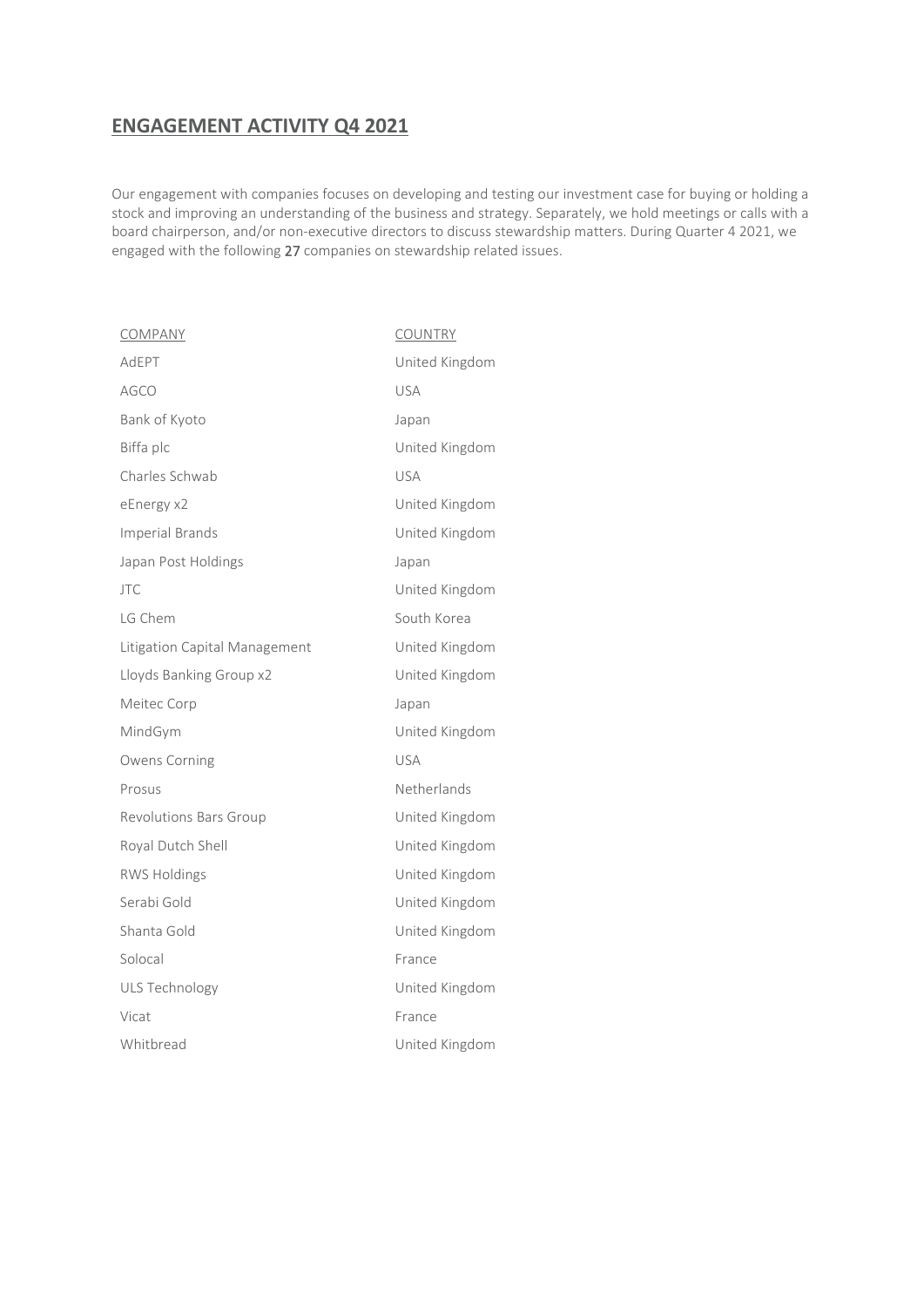# ENGAGEMENT ACTIVITY Q4 2021

Our engagement with companies focuses on developing and testing our investment case for buying or holding a stock and improving an understanding of the business and strategy. Separately, we hold meetings or calls with a board chairperson, and/or non-executive directors to discuss stewardship matters. During Quarter 4 2021, we engaged with the following **27** companies on stewardship related issues.

| COMPANY | COUNTRY |
| --- | --- |
| AdEPT | United Kingdom |
| AGCO | USA |
| Bank of Kyoto | Japan |
| Biffa plc | United Kingdom |
| Charles Schwab | USA |
| eEnergy x2 | United Kingdom |
| Imperial Brands | United Kingdom |
| Japan Post Holdings | Japan |
| JTC | United Kingdom |
| LG Chem | South Korea |
| Litigation Capital Management | United Kingdom |
| Lloyds Banking Group x2 | United Kingdom |
| Meitec Corp | Japan |
| MindGym | United Kingdom |
| Owens Corning | USA |
| Prosus | Netherlands |
| Revolutions Bars Group | United Kingdom |
| Royal Dutch Shell | United Kingdom |
| RWS Holdings | United Kingdom |
| Serabi Gold | United Kingdom |
| Shanta Gold | United Kingdom |
| Solocal | France |
| ULS Technology | United Kingdom |
| Vicat | France |
| Whitbread | United Kingdom |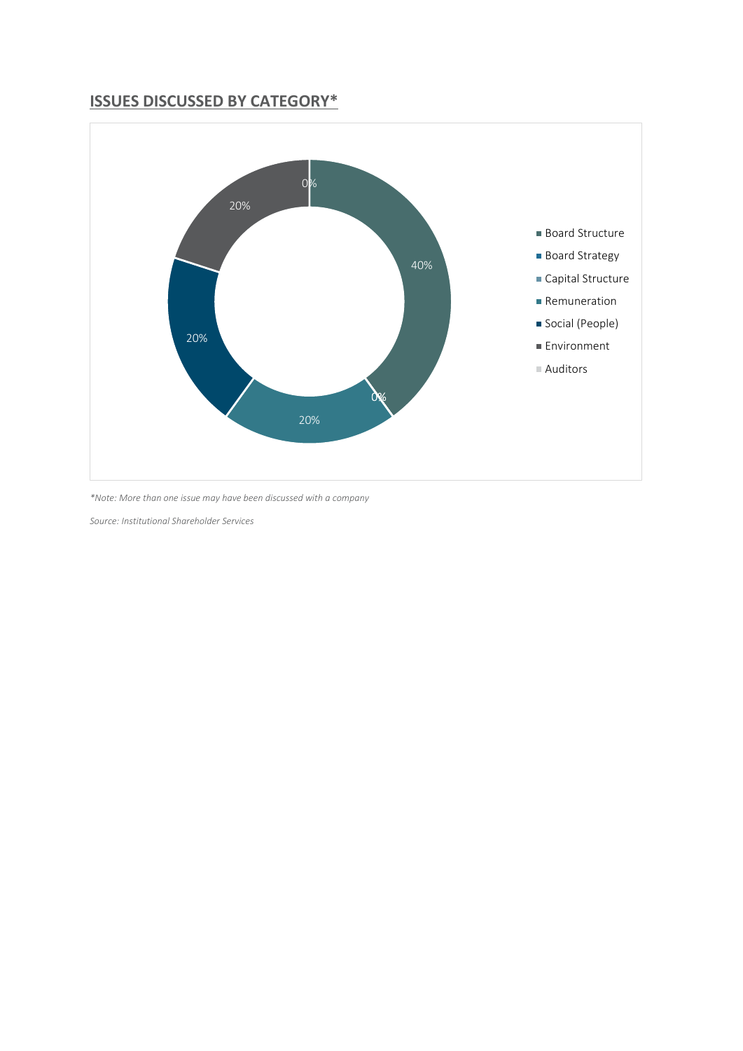## ISSUES DISCUSSED BY CATEGORY*

0%

40%

0%

20%

20%

20%

Board Structure

Board Strategy

Capital Structure

Remuneration

Social (People)

Environment

Auditors

*\*Note: More than one issue may have been discussed with a company*

*Source: Institutional Shareholder Services*